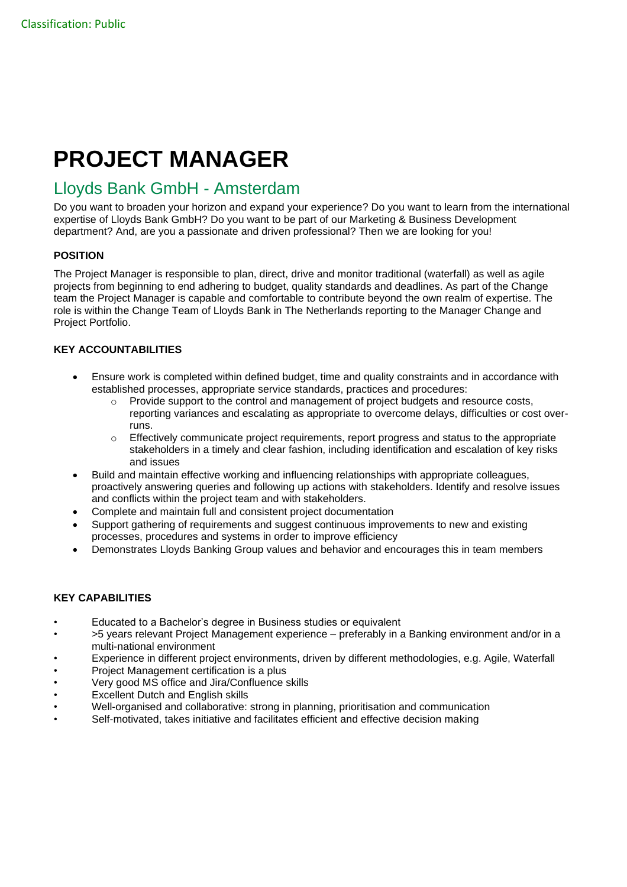Classification: Public

# PROJECT MANAGER

## Lloyds Bank GmbH - Amsterdam

Do you want to broaden your horizon and expand your experience? Do you want to learn from the international expertise of Lloyds Bank GmbH? Do you want to be part of our Marketing & Business Development department? And, are you a passionate and driven professional? Then we are looking for you!

**POSITION**

The Project Manager is responsible to plan, direct, drive and monitor traditional (waterfall) as well as agile projects from beginning to end adhering to budget, quality standards and deadlines. As part of the Change team the Project Manager is capable and comfortable to contribute beyond the own realm of expertise. The role is within the Change Team of Lloyds Bank in The Netherlands reporting to the Manager Change and Project Portfolio.

**KEY ACCOUNTABILITIES**

- Ensure work is completed within defined budget, time and quality constraints and in accordance with established processes, appropriate service standards, practices and procedures:
  - Provide support to the control and management of project budgets and resource costs, reporting variances and escalating as appropriate to overcome delays, difficulties or cost over-runs.
  - Effectively communicate project requirements, report progress and status to the appropriate stakeholders in a timely and clear fashion, including identification and escalation of key risks and issues
- Build and maintain effective working and influencing relationships with appropriate colleagues, proactively answering queries and following up actions with stakeholders. Identify and resolve issues and conflicts within the project team and with stakeholders.
- Complete and maintain full and consistent project documentation
- Support gathering of requirements and suggest continuous improvements to new and existing processes, procedures and systems in order to improve efficiency
- Demonstrates Lloyds Banking Group values and behavior and encourages this in team members

**KEY CAPABILITIES**

- Educated to a Bachelor's degree in Business studies or equivalent
- >5 years relevant Project Management experience – preferably in a Banking environment and/or in a multi-national environment
- Experience in different project environments, driven by different methodologies, e.g. Agile, Waterfall
- Project Management certification is a plus
- Very good MS office and Jira/Confluence skills
- Excellent Dutch and English skills
- Well-organised and collaborative: strong in planning, prioritisation and communication
- Self-motivated, takes initiative and facilitates efficient and effective decision making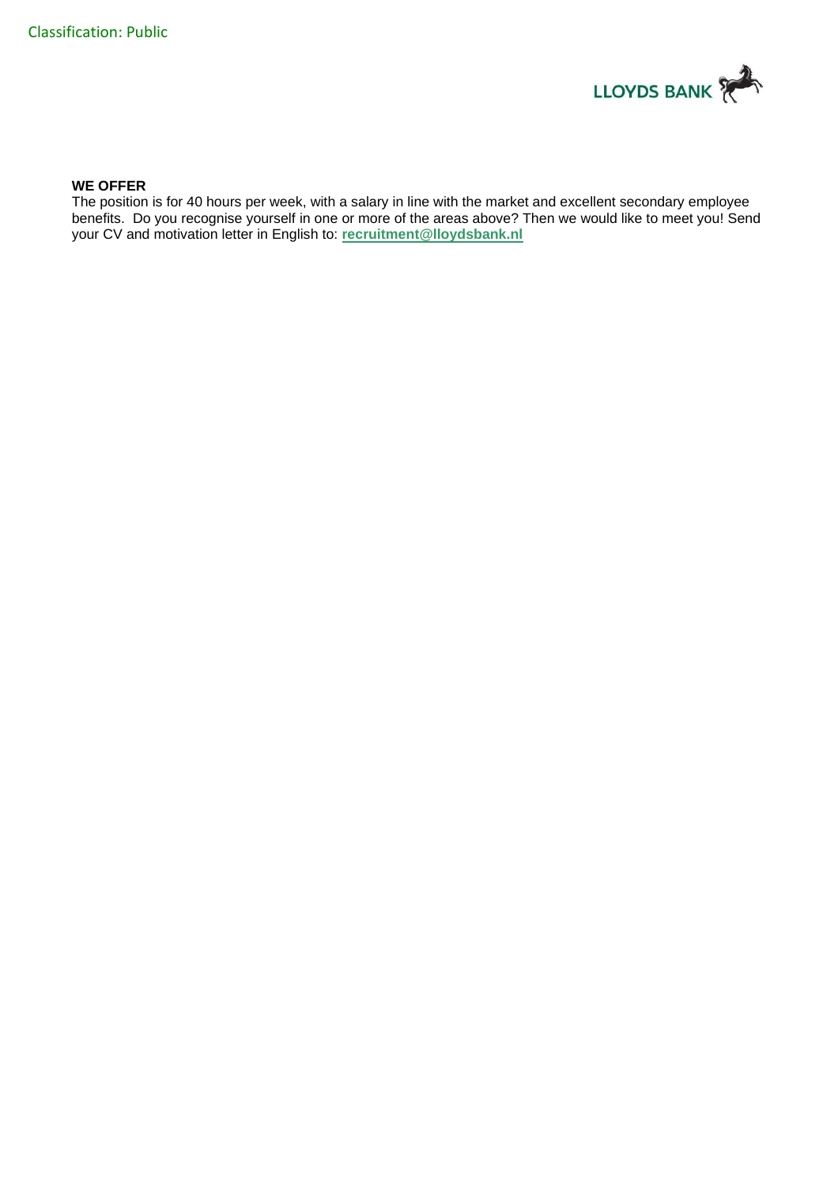**WE OFFER**

The position is for 40 hours per week, with a salary in line with the market and excellent secondary employee benefits. Do you recognise yourself in one or more of the areas above? Then we would like to meet you! Send your CV and motivation letter in English to: **recruitment@lloydsbank.nl**